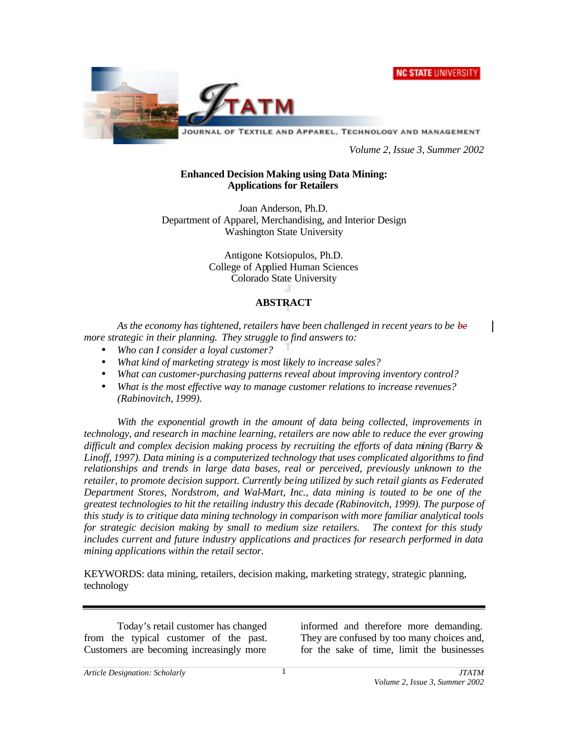# Enhanced Decision Making using Data Mining: Applications for Retailers

Joan Anderson, Ph.D.
Department of Apparel, Merchandising, and Interior Design
Washington State University

Antigone Kotsiopulos, Ph.D.
College of Applied Human Sciences
Colorado State University

## ABSTRACT

*As the economy has tightened, retailers have been challenged in recent years to be be more strategic in their planning. They struggle to find answers to:*

- *Who can I consider a loyal customer?*
- *What kind of marketing strategy is most likely to increase sales?*
- *What can customer-purchasing patterns reveal about improving inventory control?*
- *What is the most effective way to manage customer relations to increase revenues? (Rabinovitch, 1999).*

*With the exponential growth in the amount of data being collected, improvements in technology, and research in machine learning, retailers are now able to reduce the ever growing difficult and complex decision making process by recruiting the efforts of data mining (Barry & Linoff, 1997). Data mining is a computerized technology that uses complicated algorithms to find relationships and trends in large data bases, real or perceived, previously unknown to the retailer, to promote decision support. Currently being utilized by such retail giants as Federated Department Stores, Nordstrom, and Wal-Mart, Inc., data mining is touted to be one of the greatest technologies to hit the retailing industry this decade (Rabinovitch, 1999). The purpose of this study is to critique data mining technology in comparison with more familiar analytical tools for strategic decision making by small to medium size retailers. The context for this study includes current and future industry applications and practices for research performed in data mining applications within the retail sector.*

KEYWORDS: data mining, retailers, decision making, marketing strategy, strategic planning, technology

---

Today's retail customer has changed from the typical customer of the past. Customers are becoming increasingly more informed and therefore more demanding. They are confused by too many choices and, for the sake of time, limit the businesses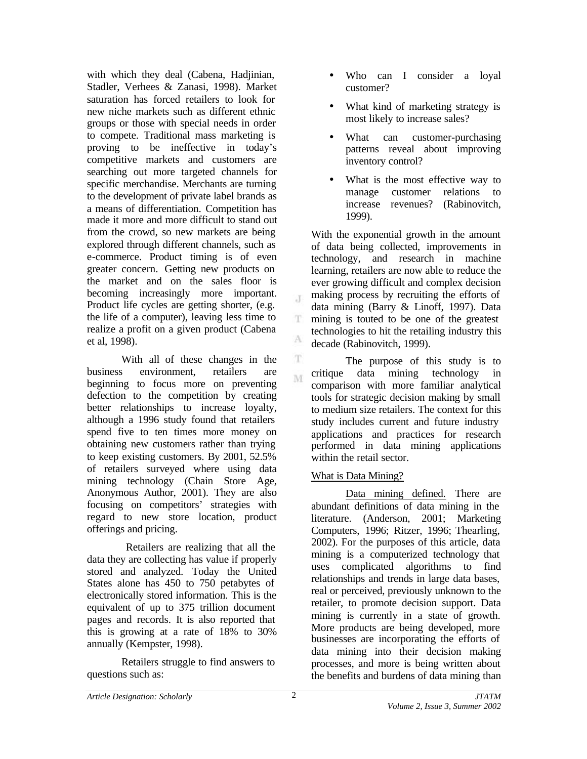with which they deal (Cabena, Hadjinian, Stadler, Verhees & Zanasi, 1998). Market saturation has forced retailers to look for new niche markets such as different ethnic groups or those with special needs in order to compete. Traditional mass marketing is proving to be ineffective in today's competitive markets and customers are searching out more targeted channels for specific merchandise. Merchants are turning to the development of private label brands as a means of differentiation. Competition has made it more and more difficult to stand out from the crowd, so new markets are being explored through different channels, such as e-commerce. Product timing is of even greater concern. Getting new products on the market and on the sales floor is becoming increasingly more important. Product life cycles are getting shorter, (e.g. the life of a computer), leaving less time to realize a profit on a given product (Cabena et al, 1998).

With all of these changes in the business environment, retailers are beginning to focus more on preventing defection to the competition by creating better relationships to increase loyalty, although a 1996 study found that retailers spend five to ten times more money on obtaining new customers rather than trying to keep existing customers. By 2001, 52.5% of retailers surveyed where using data mining technology (Chain Store Age, Anonymous Author, 2001). They are also focusing on competitors' strategies with regard to new store location, product offerings and pricing.

Retailers are realizing that all the data they are collecting has value if properly stored and analyzed. Today the United States alone has 450 to 750 petabytes of electronically stored information. This is the equivalent of up to 375 trillion document pages and records. It is also reported that this is growing at a rate of 18% to 30% annually (Kempster, 1998).

Retailers struggle to find answers to questions such as:

- Who can I consider a loyal customer?
- What kind of marketing strategy is most likely to increase sales?
- What can customer-purchasing patterns reveal about improving inventory control?
- What is the most effective way to manage customer relations to increase revenues? (Rabinovitch, 1999).

With the exponential growth in the amount of data being collected, improvements in technology, and research in machine learning, retailers are now able to reduce the ever growing difficult and complex decision making process by recruiting the efforts of data mining (Barry & Linoff, 1997). Data mining is touted to be one of the greatest technologies to hit the retailing industry this decade (Rabinovitch, 1999).

The purpose of this study is to critique data mining technology in comparison with more familiar analytical tools for strategic decision making by small to medium size retailers. The context for this study includes current and future industry applications and practices for research performed in data mining applications within the retail sector.

## What is Data Mining?

Data mining defined. There are abundant definitions of data mining in the literature. (Anderson, 2001; Marketing Computers, 1996; Ritzer, 1996; Thearling, 2002). For the purposes of this article, data mining is a computerized technology that uses complicated algorithms to find relationships and trends in large data bases, real or perceived, previously unknown to the retailer, to promote decision support. Data mining is currently in a state of growth. More products are being developed, more businesses are incorporating the efforts of data mining into their decision making processes, and more is being written about the benefits and burdens of data mining than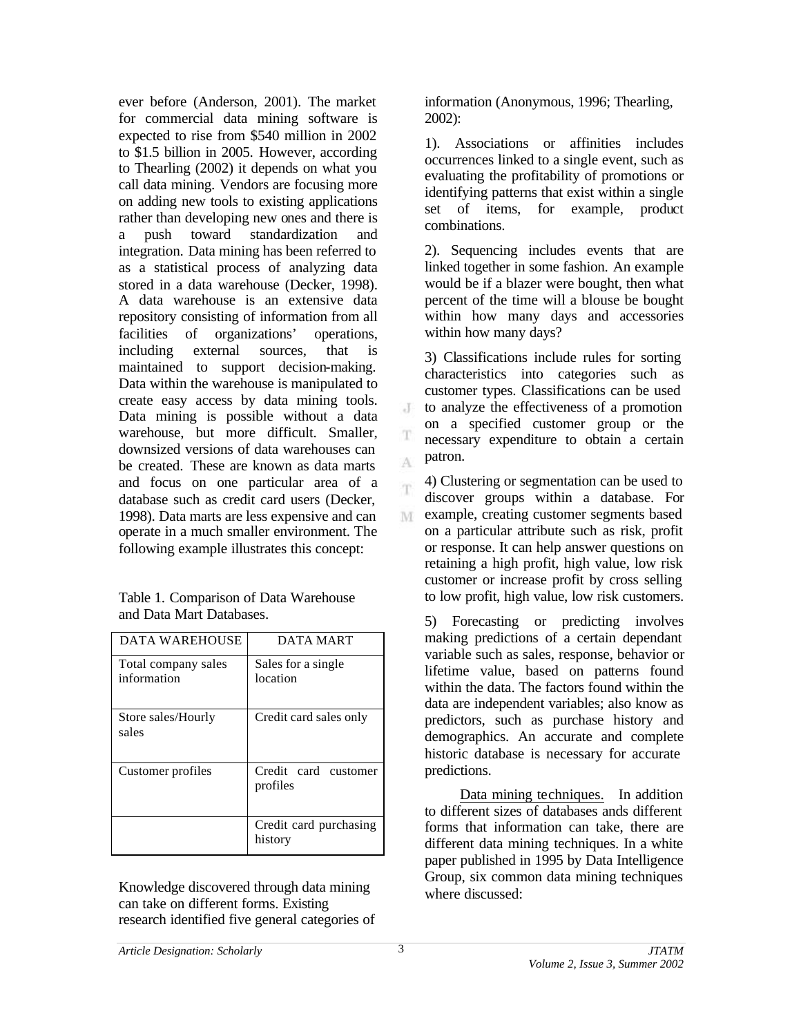ever before (Anderson, 2001). The market for commercial data mining software is expected to rise from $540 million in 2002 to $1.5 billion in 2005. However, according to Thearling (2002) it depends on what you call data mining. Vendors are focusing more on adding new tools to existing applications rather than developing new ones and there is a push toward standardization and integration. Data mining has been referred to as a statistical process of analyzing data stored in a data warehouse (Decker, 1998). A data warehouse is an extensive data repository consisting of information from all facilities of organizations' operations, including external sources, that is maintained to support decision-making. Data within the warehouse is manipulated to create easy access by data mining tools. Data mining is possible without a data warehouse, but more difficult. Smaller, downsized versions of data warehouses can be created. These are known as data marts and focus on one particular area of a database such as credit card users (Decker, 1998). Data marts are less expensive and can operate in a much smaller environment. The following example illustrates this concept:

Table 1. Comparison of Data Warehouse and Data Mart Databases.

| DATA WAREHOUSE | DATA MART |
|---|---|
| Total company sales information | Sales for a single location |
| Store sales/Hourly sales | Credit card sales only |
| Customer profiles | Credit card customer profiles |
| | Credit card purchasing history |

Knowledge discovered through data mining can take on different forms. Existing research identified five general categories of information (Anonymous, 1996; Thearling, 2002):

1). Associations or affinities includes occurrences linked to a single event, such as evaluating the profitability of promotions or identifying patterns that exist within a single set of items, for example, product combinations.

2). Sequencing includes events that are linked together in some fashion. An example would be if a blazer were bought, then what percent of the time will a blouse be bought within how many days and accessories within how many days?

3) Classifications include rules for sorting characteristics into categories such as customer types. Classifications can be used to analyze the effectiveness of a promotion on a specified customer group or the necessary expenditure to obtain a certain patron.

4) Clustering or segmentation can be used to discover groups within a database. For example, creating customer segments based on a particular attribute such as risk, profit or response. It can help answer questions on retaining a high profit, high value, low risk customer or increase profit by cross selling to low profit, high value, low risk customers.

5) Forecasting or predicting involves making predictions of a certain dependant variable such as sales, response, behavior or lifetime value, based on patterns found within the data. The factors found within the data are independent variables; also know as predictors, such as purchase history and demographics. An accurate and complete historic database is necessary for accurate predictions.

Data mining techniques. In addition to different sizes of databases ands different forms that information can take, there are different data mining techniques. In a white paper published in 1995 by Data Intelligence Group, six common data mining techniques where discussed: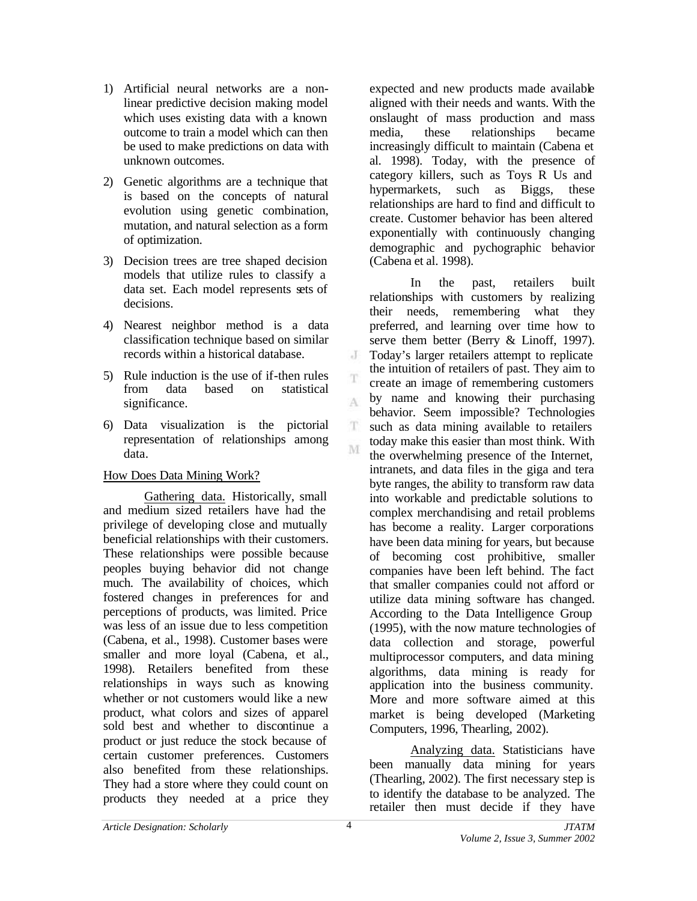1) Artificial neural networks are a non-linear predictive decision making model which uses existing data with a known outcome to train a model which can then be used to make predictions on data with unknown outcomes.

2) Genetic algorithms are a technique that is based on the concepts of natural evolution using genetic combination, mutation, and natural selection as a form of optimization.

3) Decision trees are tree shaped decision models that utilize rules to classify a data set. Each model represents sets of decisions.

4) Nearest neighbor method is a data classification technique based on similar records within a historical database.

5) Rule induction is the use of if-then rules from data based on statistical significance.

6) Data visualization is the pictorial representation of relationships among data.

How Does Data Mining Work?

Gathering data. Historically, small and medium sized retailers have had the privilege of developing close and mutually beneficial relationships with their customers. These relationships were possible because peoples buying behavior did not change much. The availability of choices, which fostered changes in preferences for and perceptions of products, was limited. Price was less of an issue due to less competition (Cabena, et al., 1998). Customer bases were smaller and more loyal (Cabena, et al., 1998). Retailers benefited from these relationships in ways such as knowing whether or not customers would like a new product, what colors and sizes of apparel sold best and whether to discontinue a product or just reduce the stock because of certain customer preferences. Customers also benefited from these relationships. They had a store where they could count on products they needed at a price they expected and new products made available aligned with their needs and wants. With the onslaught of mass production and mass media, these relationships became increasingly difficult to maintain (Cabena et al. 1998). Today, with the presence of category killers, such as Toys R Us and hypermarkets, such as Biggs, these relationships are hard to find and difficult to create. Customer behavior has been altered exponentially with continuously changing demographic and pychographic behavior (Cabena et al. 1998).

In the past, retailers built relationships with customers by realizing their needs, remembering what they preferred, and learning over time how to serve them better (Berry & Linoff, 1997). Today's larger retailers attempt to replicate the intuition of retailers of past. They aim to create an image of remembering customers by name and knowing their purchasing behavior. Seem impossible? Technologies such as data mining available to retailers today make this easier than most think. With the overwhelming presence of the Internet, intranets, and data files in the giga and tera byte ranges, the ability to transform raw data into workable and predictable solutions to complex merchandising and retail problems has become a reality. Larger corporations have been data mining for years, but because of becoming cost prohibitive, smaller companies have been left behind. The fact that smaller companies could not afford or utilize data mining software has changed. According to the Data Intelligence Group (1995), with the now mature technologies of data collection and storage, powerful multiprocessor computers, and data mining algorithms, data mining is ready for application into the business community. More and more software aimed at this market is being developed (Marketing Computers, 1996, Thearling, 2002).

Analyzing data. Statisticians have been manually data mining for years (Thearling, 2002). The first necessary step is to identify the database to be analyzed. The retailer then must decide if they have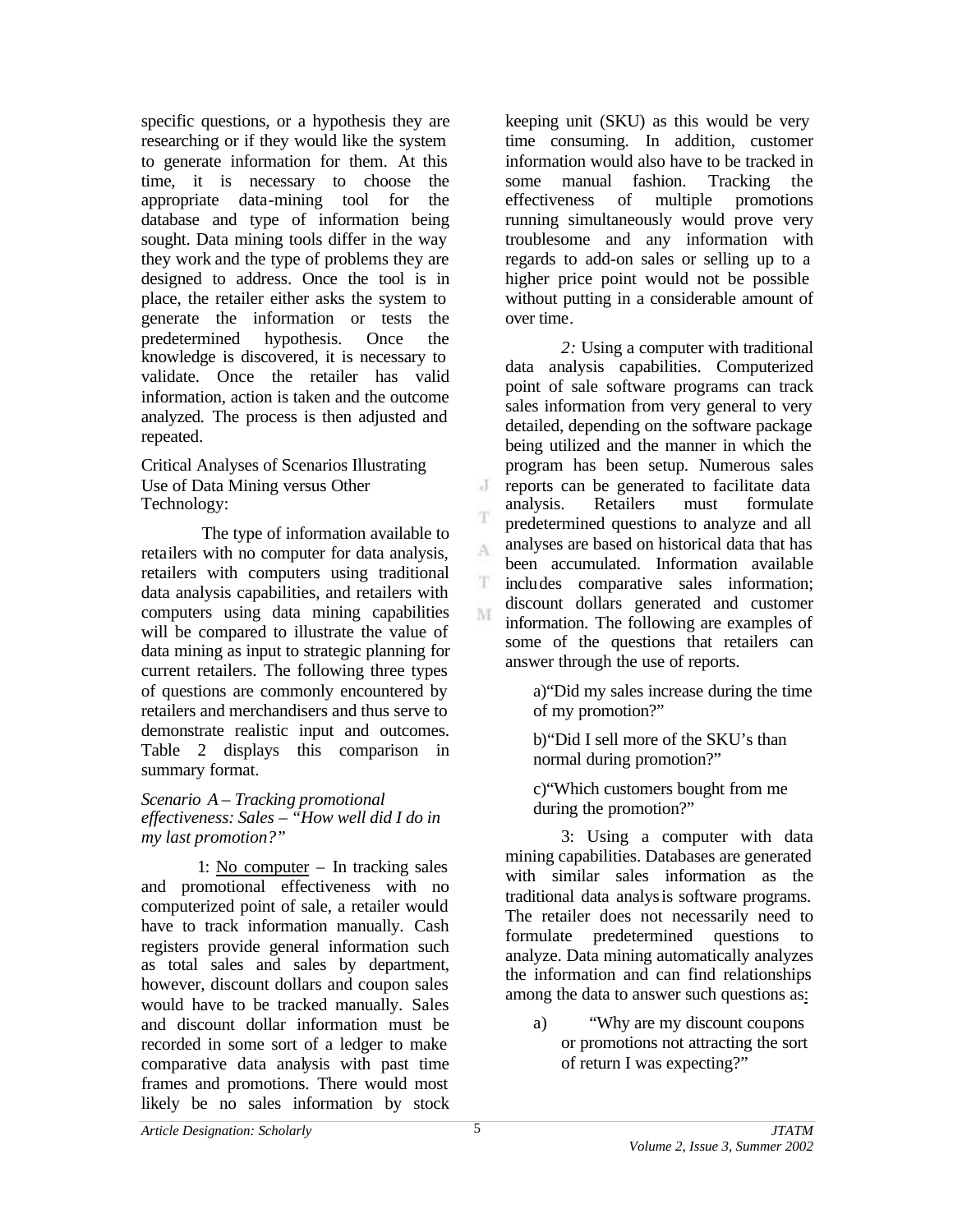specific questions, or a hypothesis they are researching or if they would like the system to generate information for them. At this time, it is necessary to choose the appropriate data-mining tool for the database and type of information being sought. Data mining tools differ in the way they work and the type of problems they are designed to address. Once the tool is in place, the retailer either asks the system to generate the information or tests the predetermined hypothesis. Once the knowledge is discovered, it is necessary to validate. Once the retailer has valid information, action is taken and the outcome analyzed. The process is then adjusted and repeated.

Critical Analyses of Scenarios Illustrating Use of Data Mining versus Other Technology:

The type of information available to retailers with no computer for data analysis, retailers with computers using traditional data analysis capabilities, and retailers with computers using data mining capabilities will be compared to illustrate the value of data mining as input to strategic planning for current retailers. The following three types of questions are commonly encountered by retailers and merchandisers and thus serve to demonstrate realistic input and outcomes. Table 2 displays this comparison in summary format.

*Scenario A – Tracking promotional effectiveness: Sales – "How well did I do in my last promotion?"*

1: No computer – In tracking sales and promotional effectiveness with no computerized point of sale, a retailer would have to track information manually. Cash registers provide general information such as total sales and sales by department, however, discount dollars and coupon sales would have to be tracked manually. Sales and discount dollar information must be recorded in some sort of a ledger to make comparative data analysis with past time frames and promotions. There would most likely be no sales information by stock keeping unit (SKU) as this would be very time consuming. In addition, customer information would also have to be tracked in some manual fashion. Tracking the effectiveness of multiple promotions running simultaneously would prove very troublesome and any information with regards to add-on sales or selling up to a higher price point would not be possible without putting in a considerable amount of over time.

*2:* Using a computer with traditional data analysis capabilities. Computerized point of sale software programs can track sales information from very general to very detailed, depending on the software package being utilized and the manner in which the program has been setup. Numerous sales reports can be generated to facilitate data analysis. Retailers must formulate predetermined questions to analyze and all analyses are based on historical data that has been accumulated. Information available includes comparative sales information; discount dollars generated and customer information. The following are examples of some of the questions that retailers can answer through the use of reports.

a)"Did my sales increase during the time of my promotion?"

b)"Did I sell more of the SKU's than normal during promotion?"

c)"Which customers bought from me during the promotion?"

3: Using a computer with data mining capabilities. Databases are generated with similar sales information as the traditional data analysis software programs. The retailer does not necessarily need to formulate predetermined questions to analyze. Data mining automatically analyzes the information and can find relationships among the data to answer such questions as:

a) "Why are my discount coupons or promotions not attracting the sort of return I was expecting?"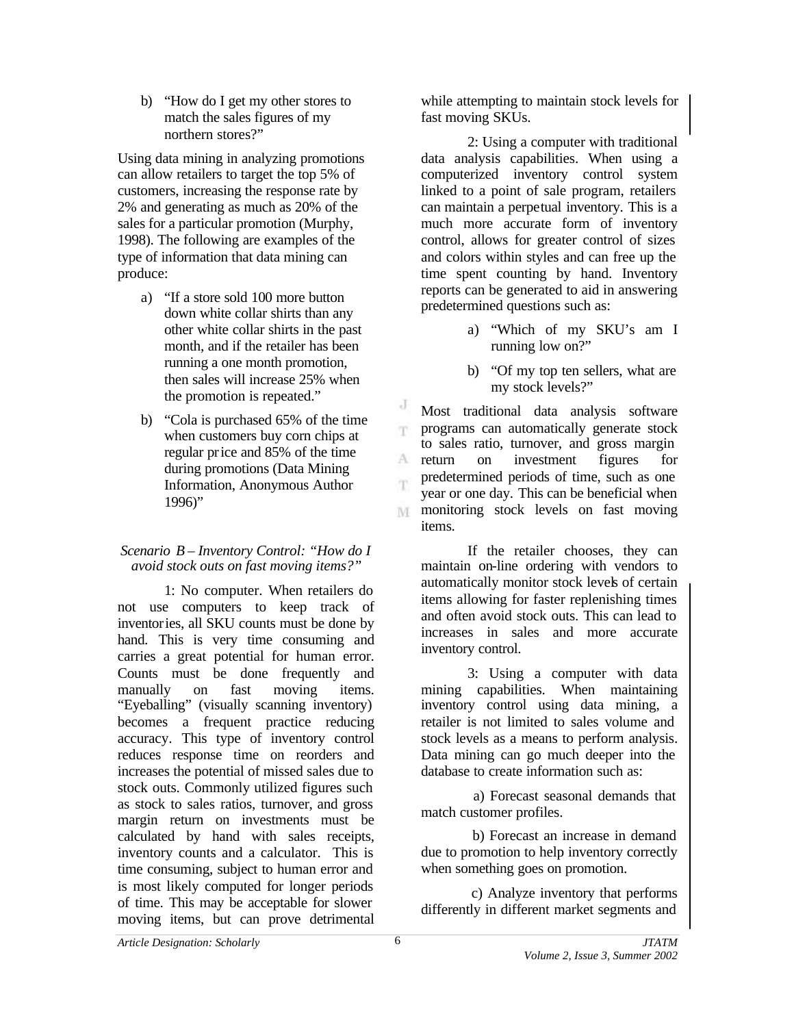b) "How do I get my other stores to match the sales figures of my northern stores?"

Using data mining in analyzing promotions can allow retailers to target the top 5% of customers, increasing the response rate by 2% and generating as much as 20% of the sales for a particular promotion (Murphy, 1998). The following are examples of the type of information that data mining can produce:

a) "If a store sold 100 more button down white collar shirts than any other white collar shirts in the past month, and if the retailer has been running a one month promotion, then sales will increase 25% when the promotion is repeated."

b) "Cola is purchased 65% of the time when customers buy corn chips at regular price and 85% of the time during promotions (Data Mining Information, Anonymous Author 1996)"

*Scenario B – Inventory Control: "How do I avoid stock outs on fast moving items?"*

1: No computer. When retailers do not use computers to keep track of inventories, all SKU counts must be done by hand. This is very time consuming and carries a great potential for human error. Counts must be done frequently and manually on fast moving items. "Eyeballing" (visually scanning inventory) becomes a frequent practice reducing accuracy. This type of inventory control reduces response time on reorders and increases the potential of missed sales due to stock outs. Commonly utilized figures such as stock to sales ratios, turnover, and gross margin return on investments must be calculated by hand with sales receipts, inventory counts and a calculator. This is time consuming, subject to human error and is most likely computed for longer periods of time. This may be acceptable for slower moving items, but can prove detrimental while attempting to maintain stock levels for fast moving SKUs.

2: Using a computer with traditional data analysis capabilities. When using a computerized inventory control system linked to a point of sale program, retailers can maintain a perpetual inventory. This is a much more accurate form of inventory control, allows for greater control of sizes and colors within styles and can free up the time spent counting by hand. Inventory reports can be generated to aid in answering predetermined questions such as:

a) "Which of my SKU's am I running low on?"

b) "Of my top ten sellers, what are my stock levels?"

Most traditional data analysis software programs can automatically generate stock to sales ratio, turnover, and gross margin return on investment figures for predetermined periods of time, such as one year or one day. This can be beneficial when monitoring stock levels on fast moving items.

If the retailer chooses, they can maintain on-line ordering with vendors to automatically monitor stock levels of certain items allowing for faster replenishing times and often avoid stock outs. This can lead to increases in sales and more accurate inventory control.

3: Using a computer with data mining capabilities. When maintaining inventory control using data mining, a retailer is not limited to sales volume and stock levels as a means to perform analysis. Data mining can go much deeper into the database to create information such as:

a) Forecast seasonal demands that match customer profiles.

b) Forecast an increase in demand due to promotion to help inventory correctly when something goes on promotion.

c) Analyze inventory that performs differently in different market segments and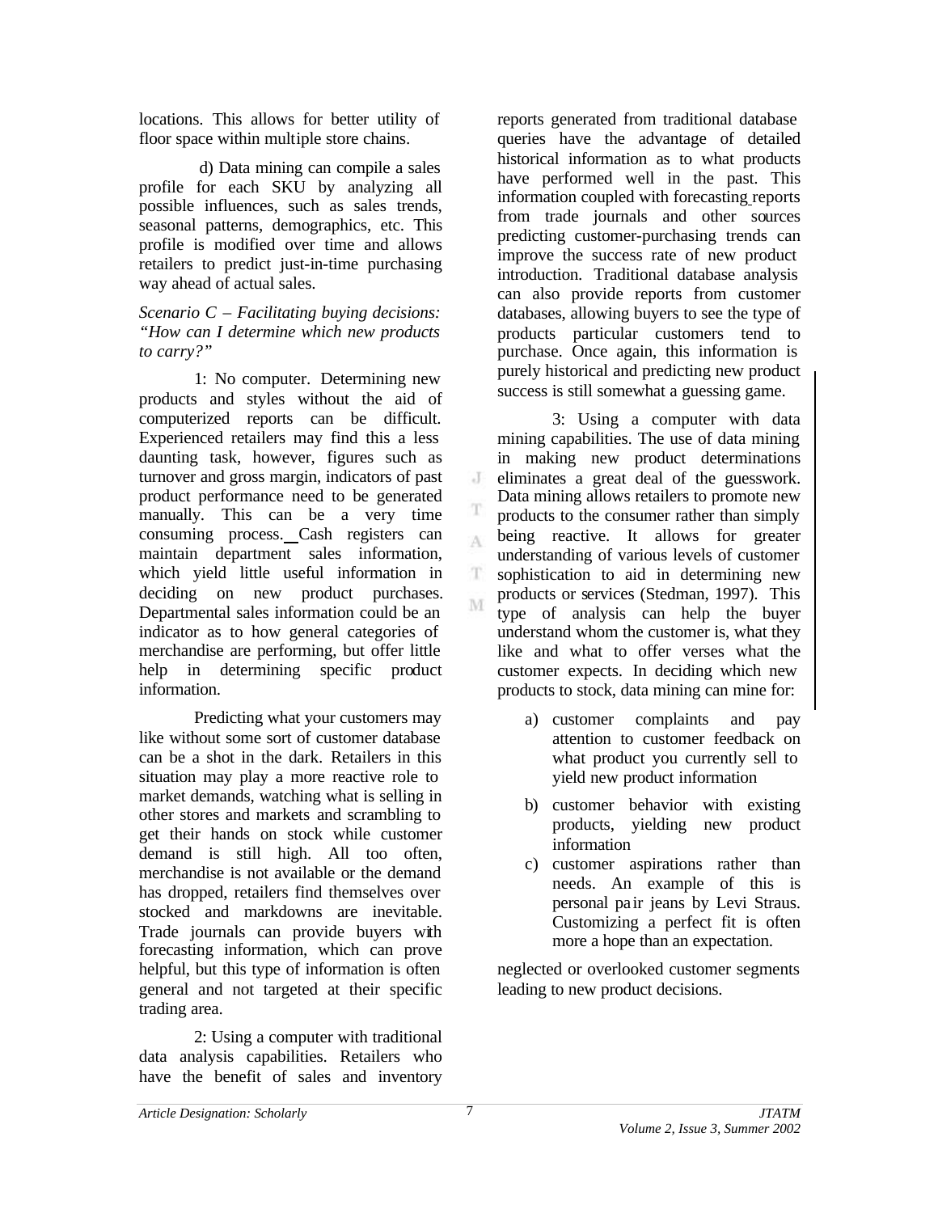locations. This allows for better utility of floor space within multiple store chains.

d) Data mining can compile a sales profile for each SKU by analyzing all possible influences, such as sales trends, seasonal patterns, demographics, etc. This profile is modified over time and allows retailers to predict just-in-time purchasing way ahead of actual sales.

*Scenario C – Facilitating buying decisions: "How can I determine which new products to carry?"*

1: No computer. Determining new products and styles without the aid of computerized reports can be difficult. Experienced retailers may find this a less daunting task, however, figures such as turnover and gross margin, indicators of past product performance need to be generated manually. This can be a very time consuming process. Cash registers can maintain department sales information, which yield little useful information in deciding on new product purchases. Departmental sales information could be an indicator as to how general categories of merchandise are performing, but offer little help in determining specific product information.

Predicting what your customers may like without some sort of customer database can be a shot in the dark. Retailers in this situation may play a more reactive role to market demands, watching what is selling in other stores and markets and scrambling to get their hands on stock while customer demand is still high. All too often, merchandise is not available or the demand has dropped, retailers find themselves over stocked and markdowns are inevitable. Trade journals can provide buyers with forecasting information, which can prove helpful, but this type of information is often general and not targeted at their specific trading area.

2: Using a computer with traditional data analysis capabilities. Retailers who have the benefit of sales and inventory reports generated from traditional database queries have the advantage of detailed historical information as to what products have performed well in the past. This information coupled with forecasting reports from trade journals and other sources predicting customer-purchasing trends can improve the success rate of new product introduction. Traditional database analysis can also provide reports from customer databases, allowing buyers to see the type of products particular customers tend to purchase. Once again, this information is purely historical and predicting new product success is still somewhat a guessing game.

3: Using a computer with data mining capabilities. The use of data mining in making new product determinations eliminates a great deal of the guesswork. Data mining allows retailers to promote new products to the consumer rather than simply being reactive. It allows for greater understanding of various levels of customer sophistication to aid in determining new products or services (Stedman, 1997). This type of analysis can help the buyer understand whom the customer is, what they like and what to offer verses what the customer expects. In deciding which new products to stock, data mining can mine for:

a) customer complaints and pay attention to customer feedback on what product you currently sell to yield new product information
b) customer behavior with existing products, yielding new product information
c) customer aspirations rather than needs. An example of this is personal pair jeans by Levi Straus. Customizing a perfect fit is often more a hope than an expectation.

neglected or overlooked customer segments leading to new product decisions.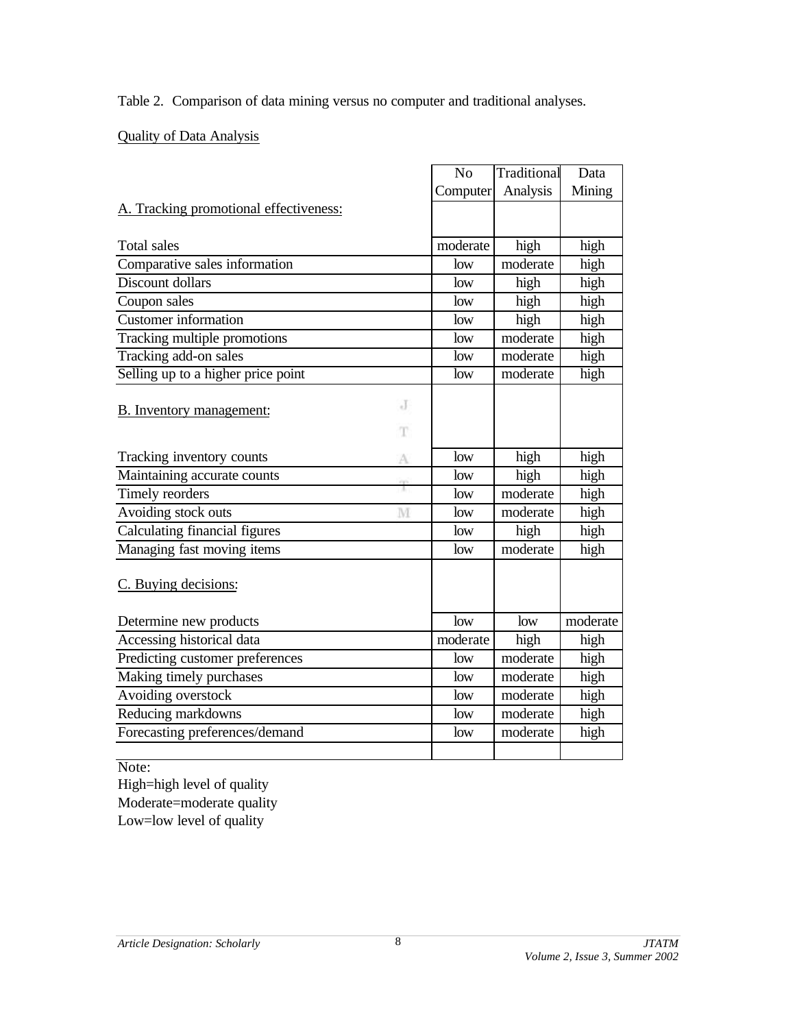Table 2. Comparison of data mining versus no computer and traditional analyses.

Quality of Data Analysis

| | No Computer | Traditional Analysis | Data Mining |
|---|---|---|---|
| A. Tracking promotional effectiveness: | | | |
| Total sales | moderate | high | high |
| Comparative sales information | low | moderate | high |
| Discount dollars | low | high | high |
| Coupon sales | low | high | high |
| Customer information | low | high | high |
| Tracking multiple promotions | low | moderate | high |
| Tracking add-on sales | low | moderate | high |
| Selling up to a higher price point | low | moderate | high |
| B. Inventory management: | | | |
| Tracking inventory counts | low | high | high |
| Maintaining accurate counts | low | high | high |
| Timely reorders | low | moderate | high |
| Avoiding stock outs | low | moderate | high |
| Calculating financial figures | low | high | high |
| Managing fast moving items | low | moderate | high |
| C. Buying decisions: | | | |
| Determine new products | low | low | moderate |
| Accessing historical data | moderate | high | high |
| Predicting customer preferences | low | moderate | high |
| Making timely purchases | low | moderate | high |
| Avoiding overstock | low | moderate | high |
| Reducing markdowns | low | moderate | high |
| Forecasting preferences/demand | low | moderate | high |

Note:
High=high level of quality
Moderate=moderate quality
Low=low level of quality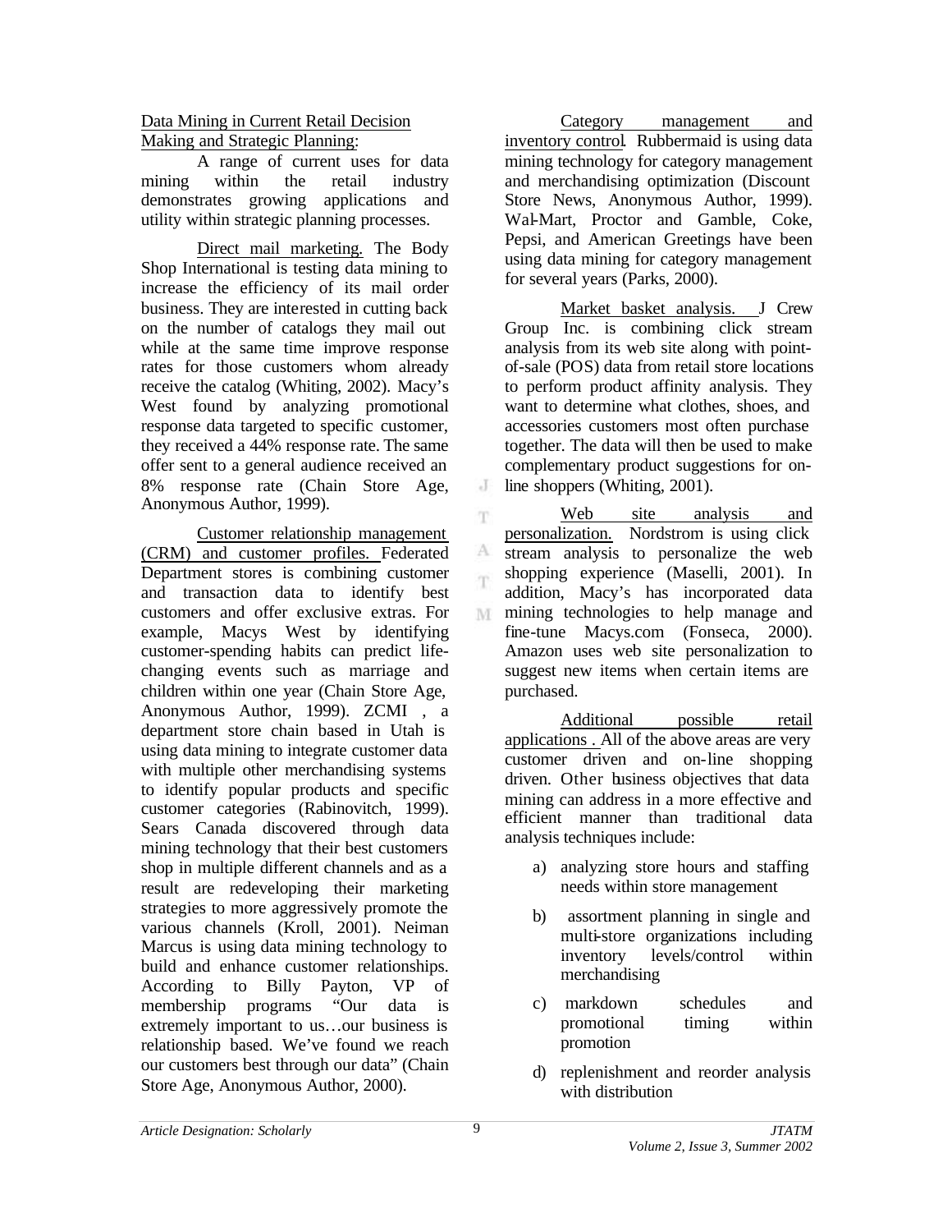Data Mining in Current Retail Decision Making and Strategic Planning:

A range of current uses for data mining within the retail industry demonstrates growing applications and utility within strategic planning processes.

Direct mail marketing. The Body Shop International is testing data mining to increase the efficiency of its mail order business. They are interested in cutting back on the number of catalogs they mail out while at the same time improve response rates for those customers whom already receive the catalog (Whiting, 2002). Macy's West found by analyzing promotional response data targeted to specific customer, they received a 44% response rate. The same offer sent to a general audience received an 8% response rate (Chain Store Age, Anonymous Author, 1999).

Customer relationship management (CRM) and customer profiles. Federated Department stores is combining customer and transaction data to identify best customers and offer exclusive extras. For example, Macys West by identifying customer-spending habits can predict life-changing events such as marriage and children within one year (Chain Store Age, Anonymous Author, 1999). ZCMI , a department store chain based in Utah is using data mining to integrate customer data with multiple other merchandising systems to identify popular products and specific customer categories (Rabinovitch, 1999). Sears Canada discovered through data mining technology that their best customers shop in multiple different channels and as a result are redeveloping their marketing strategies to more aggressively promote the various channels (Kroll, 2001). Neiman Marcus is using data mining technology to build and enhance customer relationships. According to Billy Payton, VP of membership programs "Our data is extremely important to us…our business is relationship based. We've found we reach our customers best through our data" (Chain Store Age, Anonymous Author, 2000).

Category management and inventory control. Rubbermaid is using data mining technology for category management and merchandising optimization (Discount Store News, Anonymous Author, 1999). Wal-Mart, Proctor and Gamble, Coke, Pepsi, and American Greetings have been using data mining for category management for several years (Parks, 2000).

Market basket analysis. J Crew Group Inc. is combining click stream analysis from its web site along with point-of-sale (POS) data from retail store locations to perform product affinity analysis. They want to determine what clothes, shoes, and accessories customers most often purchase together. The data will then be used to make complementary product suggestions for on-line shoppers (Whiting, 2001).

Web site analysis and personalization. Nordstrom is using click stream analysis to personalize the web shopping experience (Maselli, 2001). In addition, Macy's has incorporated data mining technologies to help manage and fine-tune Macys.com (Fonseca, 2000). Amazon uses web site personalization to suggest new items when certain items are purchased.

Additional possible retail applications . All of the above areas are very customer driven and on-line shopping driven. Other business objectives that data mining can address in a more effective and efficient manner than traditional data analysis techniques include:

a) analyzing store hours and staffing needs within store management
b) assortment planning in single and multi-store organizations including inventory levels/control within merchandising
c) markdown schedules and promotional timing within promotion
d) replenishment and reorder analysis with distribution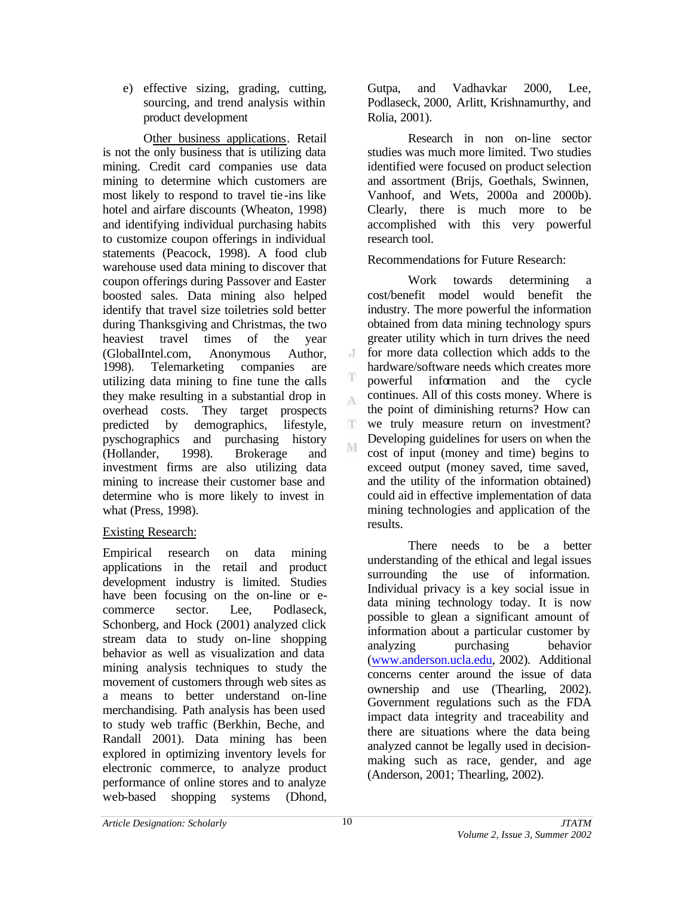e) effective sizing, grading, cutting, sourcing, and trend analysis within product development

Other business applications. Retail is not the only business that is utilizing data mining. Credit card companies use data mining to determine which customers are most likely to respond to travel tie-ins like hotel and airfare discounts (Wheaton, 1998) and identifying individual purchasing habits to customize coupon offerings in individual statements (Peacock, 1998). A food club warehouse used data mining to discover that coupon offerings during Passover and Easter boosted sales. Data mining also helped identify that travel size toiletries sold better during Thanksgiving and Christmas, the two heaviest travel times of the year (GlobalIntel.com, Anonymous Author, 1998). Telemarketing companies are utilizing data mining to fine tune the calls they make resulting in a substantial drop in overhead costs. They target prospects predicted by demographics, lifestyle, pyschographics and purchasing history (Hollander, 1998). Brokerage and investment firms are also utilizing data mining to increase their customer base and determine who is more likely to invest in what (Press, 1998).

## Existing Research:

Empirical research on data mining applications in the retail and product development industry is limited. Studies have been focusing on the on-line or e-commerce sector. Lee, Podlaseck, Schonberg, and Hock (2001) analyzed click stream data to study on-line shopping behavior as well as visualization and data mining analysis techniques to study the movement of customers through web sites as a means to better understand on-line merchandising. Path analysis has been used to study web traffic (Berkhin, Beche, and Randall 2001). Data mining has been explored in optimizing inventory levels for electronic commerce, to analyze product performance of online stores and to analyze web-based shopping systems (Dhond, Gutpa, and Vadhavkar 2000, Lee, Podlaseck, 2000, Arlitt, Krishnamurthy, and Rolia, 2001).

Research in non on-line sector studies was much more limited. Two studies identified were focused on product selection and assortment (Brijs, Goethals, Swinnen, Vanhoof, and Wets, 2000a and 2000b). Clearly, there is much more to be accomplished with this very powerful research tool.

## Recommendations for Future Research:

Work towards determining a cost/benefit model would benefit the industry. The more powerful the information obtained from data mining technology spurs greater utility which in turn drives the need for more data collection which adds to the hardware/software needs which creates more powerful information and the cycle continues. All of this costs money. Where is the point of diminishing returns? How can we truly measure return on investment? Developing guidelines for users on when the cost of input (money and time) begins to exceed output (money saved, time saved, and the utility of the information obtained) could aid in effective implementation of data mining technologies and application of the results.

There needs to be a better understanding of the ethical and legal issues surrounding the use of information. Individual privacy is a key social issue in data mining technology today. It is now possible to glean a significant amount of information about a particular customer by analyzing purchasing behavior (www.anderson.ucla.edu, 2002). Additional concerns center around the issue of data ownership and use (Thearling, 2002). Government regulations such as the FDA impact data integrity and traceability and there are situations where the data being analyzed cannot be legally used in decision-making such as race, gender, and age (Anderson, 2001; Thearling, 2002).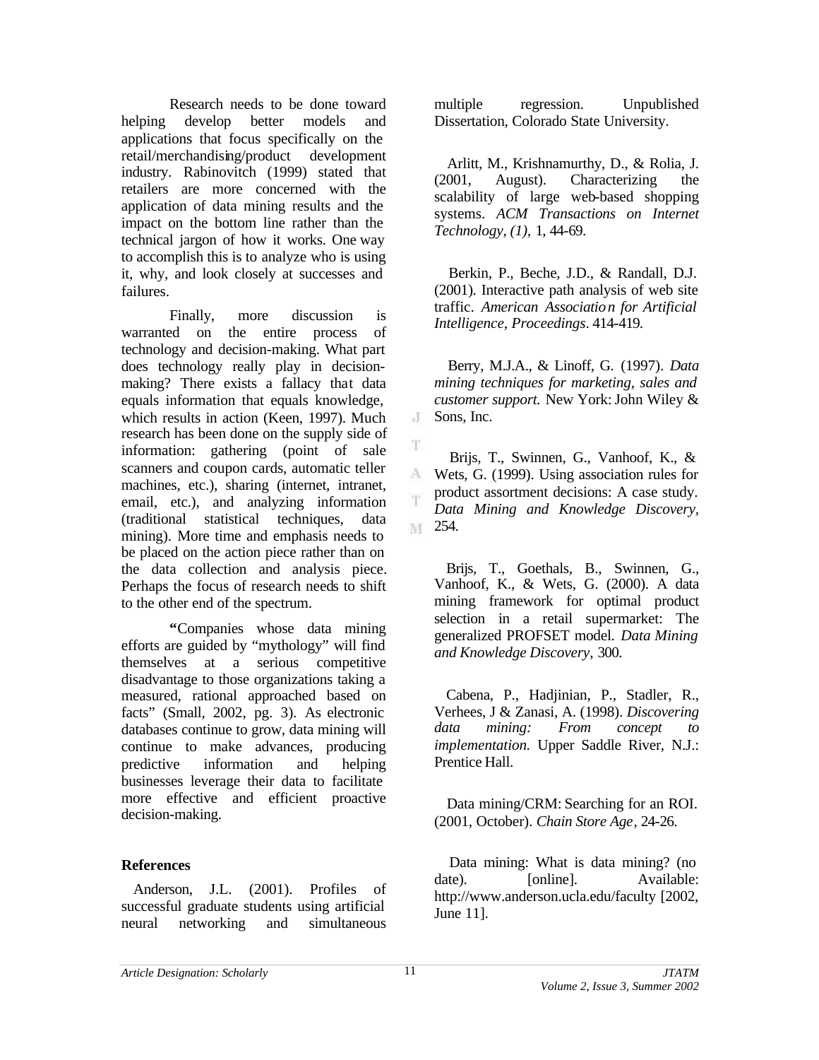Research needs to be done toward helping develop better models and applications that focus specifically on the retail/merchandising/product development industry. Rabinovitch (1999) stated that retailers are more concerned with the application of data mining results and the impact on the bottom line rather than the technical jargon of how it works. One way to accomplish this is to analyze who is using it, why, and look closely at successes and failures.

Finally, more discussion is warranted on the entire process of technology and decision-making. What part does technology really play in decision-making? There exists a fallacy that data equals information that equals knowledge, which results in action (Keen, 1997). Much research has been done on the supply side of information: gathering (point of sale scanners and coupon cards, automatic teller machines, etc.), sharing (internet, intranet, email, etc.), and analyzing information (traditional statistical techniques, data mining). More time and emphasis needs to be placed on the action piece rather than on the data collection and analysis piece. Perhaps the focus of research needs to shift to the other end of the spectrum.

**"**Companies whose data mining efforts are guided by "mythology" will find themselves at a serious competitive disadvantage to those organizations taking a measured, rational approached based on facts" (Small, 2002, pg. 3). As electronic databases continue to grow, data mining will continue to make advances, producing predictive information and helping businesses leverage their data to facilitate more effective and efficient proactive decision-making.

**References**

Anderson, J.L. (2001). Profiles of successful graduate students using artificial neural networking and simultaneous multiple regression. Unpublished Dissertation, Colorado State University.

Arlitt, M., Krishnamurthy, D., & Rolia, J. (2001, August). Characterizing the scalability of large web-based shopping systems. *ACM Transactions on Internet Technology, (1),* 1, 44-69.

Berkin, P., Beche, J.D., & Randall, D.J. (2001). Interactive path analysis of web site traffic. *American Association for Artificial Intelligence, Proceedings*. 414-419.

Berry, M.J.A., & Linoff, G. (1997). *Data mining techniques for marketing, sales and customer support.* New York: John Wiley & Sons, Inc.

Brijs, T., Swinnen, G., Vanhoof, K., & Wets, G. (1999). Using association rules for product assortment decisions: A case study. *Data Mining and Knowledge Discovery,* 254.

Brijs, T., Goethals, B., Swinnen, G., Vanhoof, K., & Wets, G. (2000). A data mining framework for optimal product selection in a retail supermarket: The generalized PROFSET model. *Data Mining and Knowledge Discovery,* 300.

Cabena, P., Hadjinian, P., Stadler, R., Verhees, J & Zanasi, A. (1998). *Discovering data mining: From concept to implementation.* Upper Saddle River, N.J.: Prentice Hall.

Data mining/CRM: Searching for an ROI. (2001, October). *Chain Store Age*, 24-26.

Data mining: What is data mining? (no date). [online]. Available: http://www.anderson.ucla.edu/faculty [2002, June 11].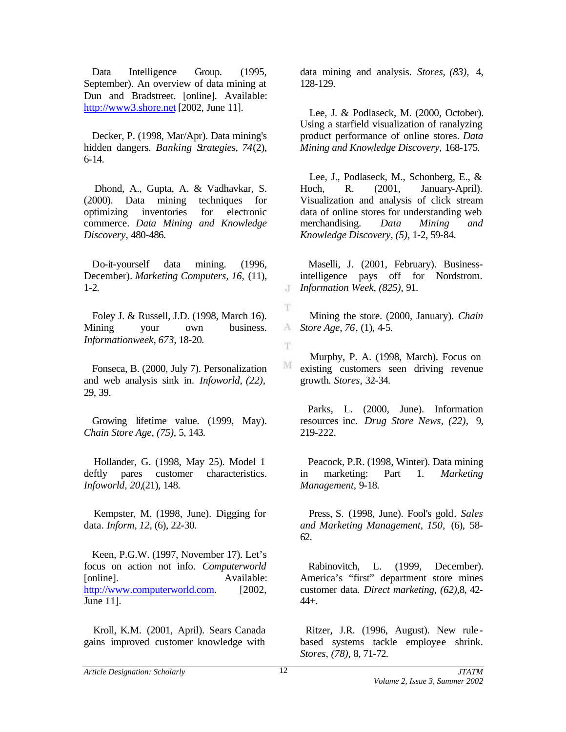Data Intelligence Group. (1995, September). An overview of data mining at Dun and Bradstreet. [online]. Available: http://www3.shore.net [2002, June 11].

Decker, P. (1998, Mar/Apr). Data mining's hidden dangers. *Banking Strategies, 74*(2), 6-14.

Dhond, A., Gupta, A. & Vadhavkar, S. (2000). Data mining techniques for optimizing inventories for electronic commerce. *Data Mining and Knowledge Discovery*, 480-486.

Do-it-yourself data mining. (1996, December). *Marketing Computers, 16*, (11), 1-2.

Foley J. & Russell, J.D. (1998, March 16). Mining your own business. *Informationweek, 673*, 18-20.

Fonseca, B. (2000, July 7). Personalization and web analysis sink in. *Infoworld, (22)*, 29, 39.

Growing lifetime value. (1999, May). *Chain Store Age, (75)*, 5, 143.

Hollander, G. (1998, May 25). Model 1 deftly pares customer characteristics. *Infoworld, 20*,(21), 148.

Kempster, M. (1998, June). Digging for data. *Inform, 12*, (6), 22-30.

Keen, P.G.W. (1997, November 17). Let's focus on action not info. *Computerworld* [online]. Available: http://www.computerworld.com. [2002, June 11].

Kroll, K.M. (2001, April). Sears Canada gains improved customer knowledge with data mining and analysis. *Stores, (83)*, 4, 128-129.

Lee, J. & Podlaseck, M. (2000, October). Using a starfield visualization of ranalyzing product performance of online stores. *Data Mining and Knowledge Discovery*, 168-175.

Lee, J., Podlaseck, M., Schonberg, E., & Hoch, R. (2001, January-April). Visualization and analysis of click stream data of online stores for understanding web merchandising. *Data Mining and Knowledge Discovery, (5)*, 1-2, 59-84.

Maselli, J. (2001, February). Business-intelligence pays off for Nordstrom. *Information Week, (825)*, 91.

Mining the store. (2000, January). *Chain Store Age, 76*, (1), 4-5.

Murphy, P. A. (1998, March). Focus on existing customers seen driving revenue growth. *Stores*, 32-34.

Parks, L. (2000, June). Information resources inc. *Drug Store News, (22)*, 9, 219-222.

Peacock, P.R. (1998, Winter). Data mining in marketing: Part 1. *Marketing Management*, 9-18.

Press, S. (1998, June). Fool's gold. *Sales and Marketing Management, 150*, (6), 58-62.

Rabinovitch, L. (1999, December). America's "first" department store mines customer data. *Direct marketing, (62)*,8, 42-44+.

Ritzer, J.R. (1996, August). New rule-based systems tackle employee shrink. *Stores, (78)*, 8, 71-72.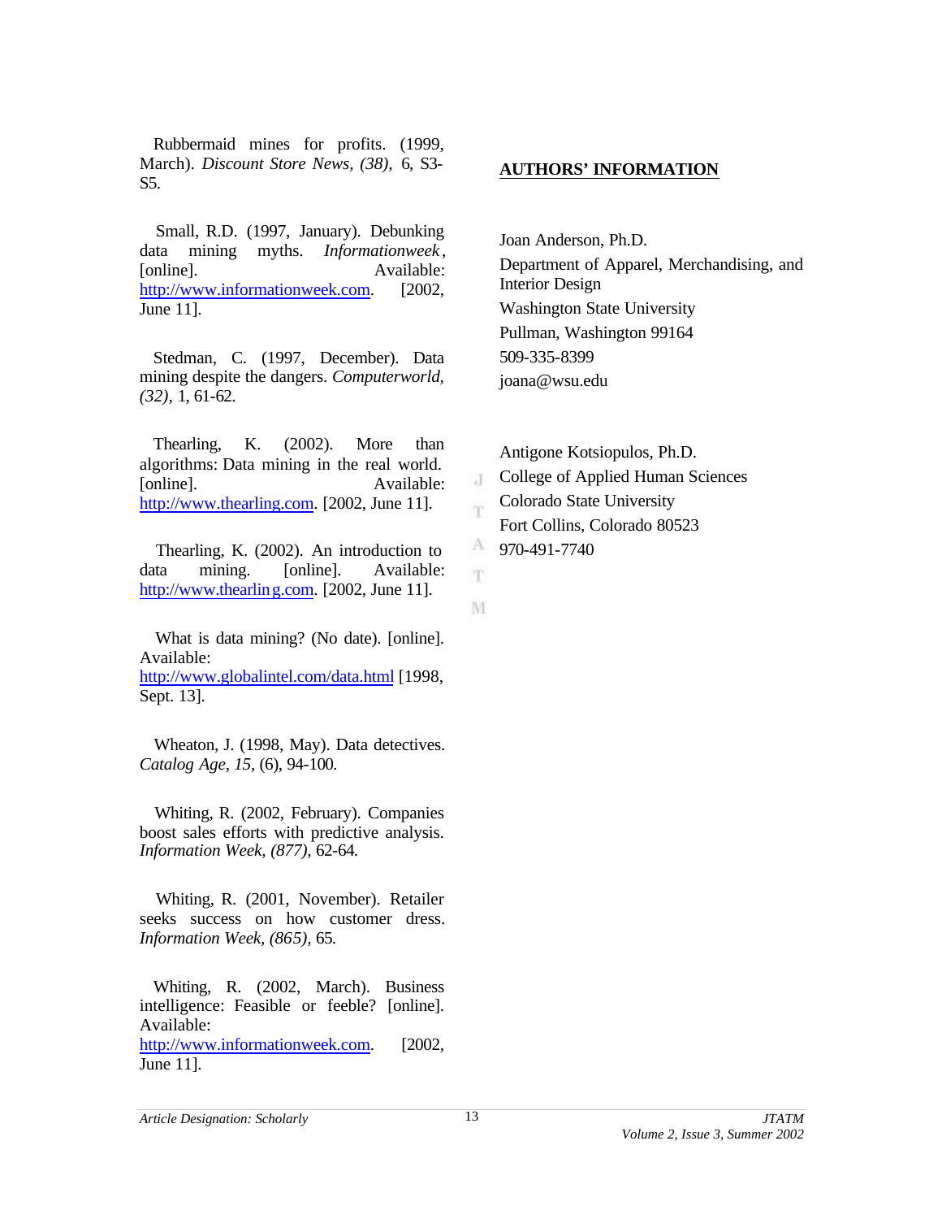Rubbermaid mines for profits. (1999, March). *Discount Store News, (38),* 6, S3-S5.

Small, R.D. (1997, January). Debunking data mining myths. *Informationweek*, [online]. Available: http://www.informationweek.com. [2002, June 11].

Stedman, C. (1997, December). Data mining despite the dangers. *Computerworld, (32),* 1, 61-62.

Thearling, K. (2002). More than algorithms: Data mining in the real world. [online]. Available: http://www.thearling.com. [2002, June 11].

Thearling, K. (2002). An introduction to data mining. [online]. Available: http://www.thearling.com. [2002, June 11].

What is data mining? (No date). [online]. Available: http://www.globalintel.com/data.html [1998, Sept. 13].

Wheaton, J. (1998, May). Data detectives. *Catalog Age, 15,* (6), 94-100.

Whiting, R. (2002, February). Companies boost sales efforts with predictive analysis. *Information Week, (877),* 62-64.

Whiting, R. (2001, November). Retailer seeks success on how customer dress. *Information Week, (865),* 65.

Whiting, R. (2002, March). Business intelligence: Feasible or feeble? [online]. Available: http://www.informationweek.com. [2002, June 11].

## AUTHORS' INFORMATION

Joan Anderson, Ph.D.
Department of Apparel, Merchandising, and Interior Design
Washington State University
Pullman, Washington 99164
509-335-8399
joana@wsu.edu

Antigone Kotsiopulos, Ph.D.
College of Applied Human Sciences
Colorado State University
Fort Collins, Colorado 80523
970-491-7740